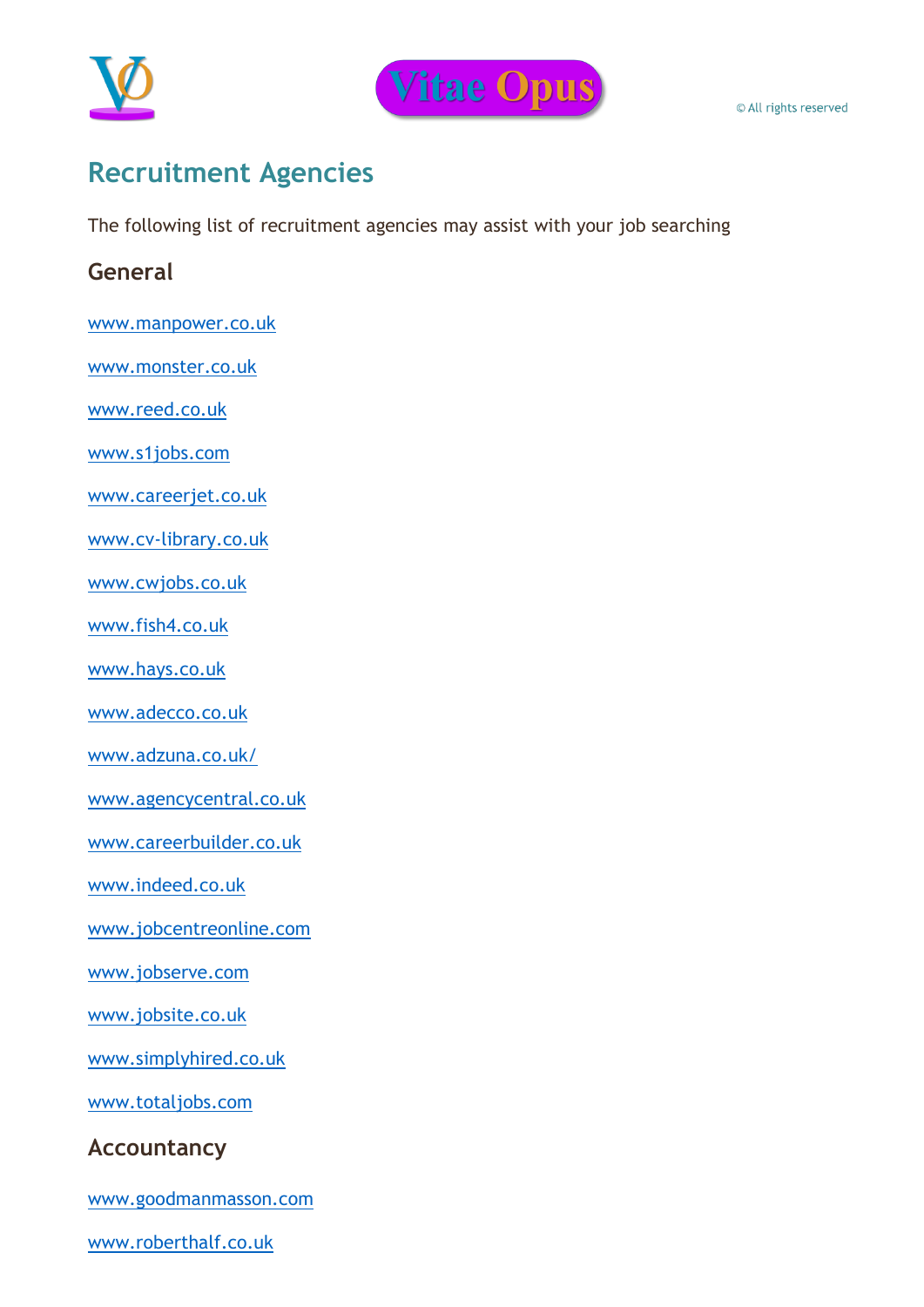Vitae Opus

© All rights reserved

# Recruitment Agencies

The following list of recruitment agencies may assist with your job searching

## General

www.manpower.co.uk

www.monster.co.uk

www.reed.co.uk

www.s1jobs.com

www.careerjet.co.uk

www.cv-library.co.uk

www.cwjobs.co.uk

www.fish4.co.uk

www.hays.co.uk

www.adecco.co.uk

www.adzuna.co.uk/

www.agencycentral.co.uk

www.careerbuilder.co.uk

www.indeed.co.uk

www.jobcentreonline.com

www.jobserve.com

www.jobsite.co.uk

www.simplyhired.co.uk

www.totaljobs.com

## Accountancy

www.goodmanmasson.com

www.roberthalf.co.uk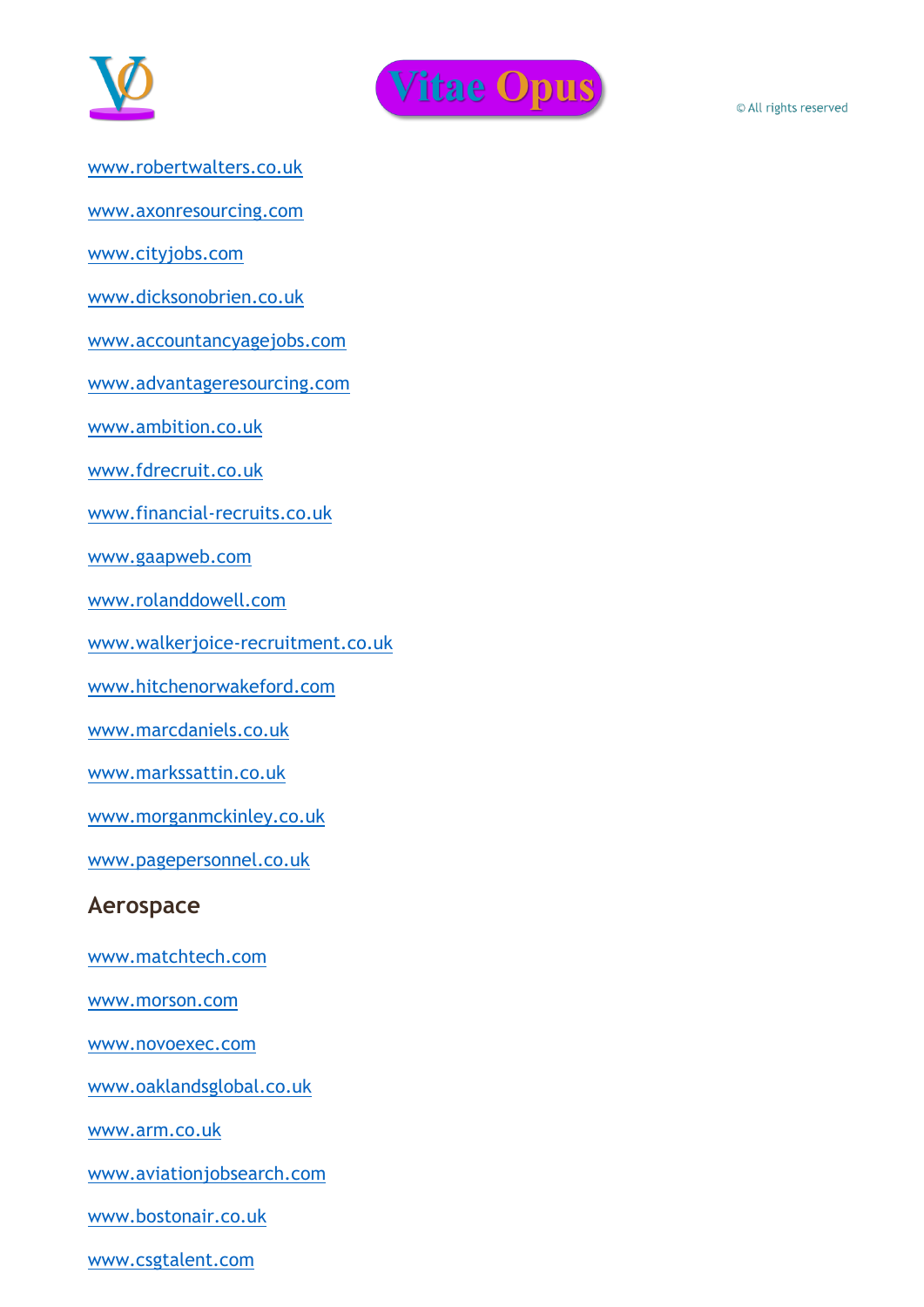www.robertwalters.co.uk

www.axonresourcing.com

www.cityjobs.com

www.dicksonobrien.co.uk

www.accountancyagejobs.com

www.advantageresourcing.com

www.ambition.co.uk

www.fdrecruit.co.uk

www.financial-recruits.co.uk

www.gaapweb.com

www.rolanddowell.com

www.walkerjoice-recruitment.co.uk

www.hitchenorwakeford.com

www.marcdaniels.co.uk

www.markssattin.co.uk

www.morganmckinley.co.uk

www.pagepersonnel.co.uk

## Aerospace

www.matchtech.com

www.morson.com

www.novoexec.com

www.oaklandsglobal.co.uk

www.arm.co.uk

www.aviationjobsearch.com

www.bostonair.co.uk

www.csgtalent.com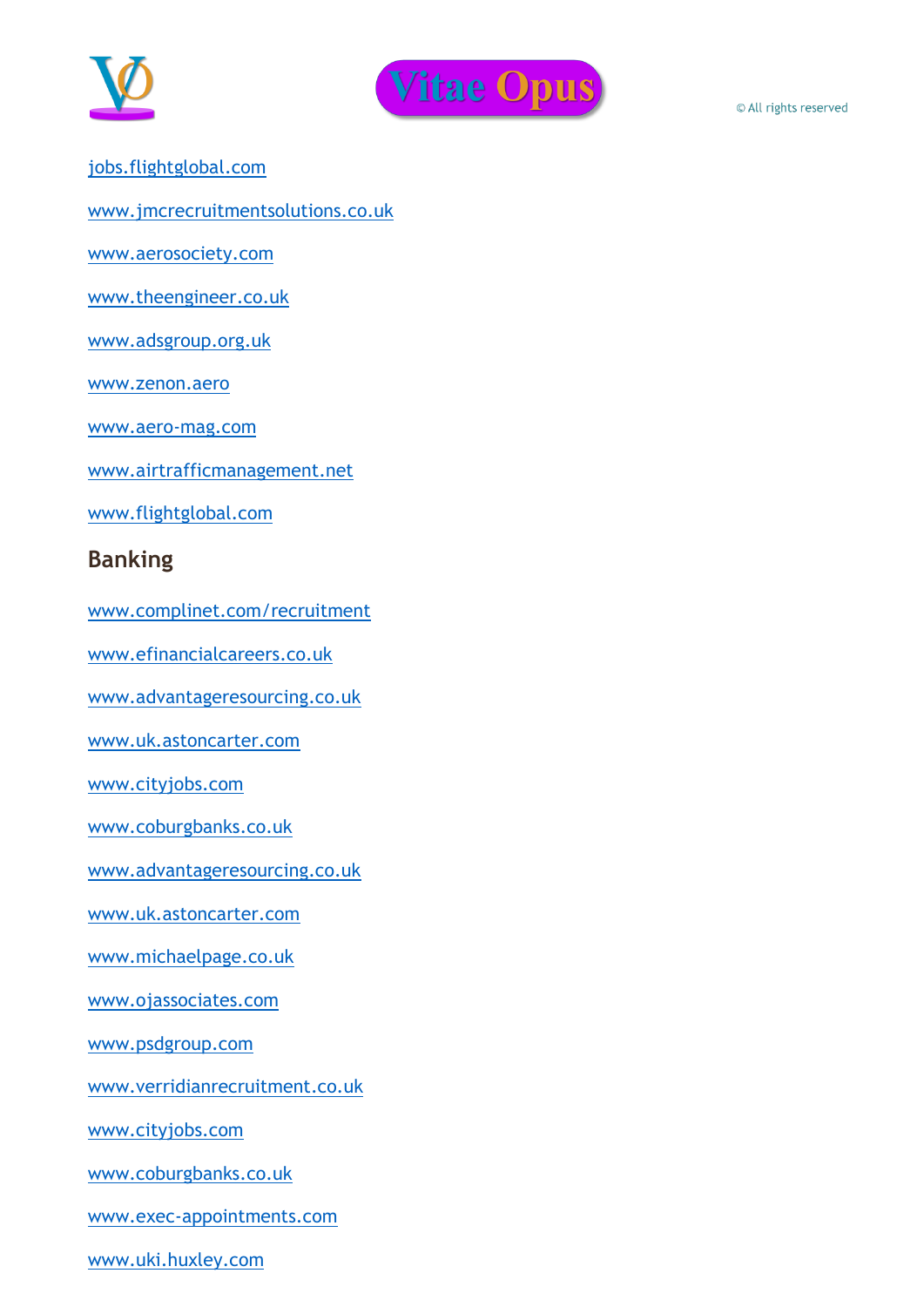jobs.flightglobal.com

www.jmcrecruitmentsolutions.co.uk

www.aerosociety.com

www.theengineer.co.uk

www.adsgroup.org.uk

www.zenon.aero

www.aero-mag.com

www.airtrafficmanagement.net

www.flightglobal.com

## Banking

www.complinet.com/recruitment

www.efinancialcareers.co.uk

www.advantageresourcing.co.uk

www.uk.astoncarter.com

www.cityjobs.com

www.coburgbanks.co.uk

www.advantageresourcing.co.uk

www.uk.astoncarter.com

www.michaelpage.co.uk

www.ojassociates.com

www.psdgroup.com

www.verridianrecruitment.co.uk

www.cityjobs.com

www.coburgbanks.co.uk

www.exec-appointments.com

www.uki.huxley.com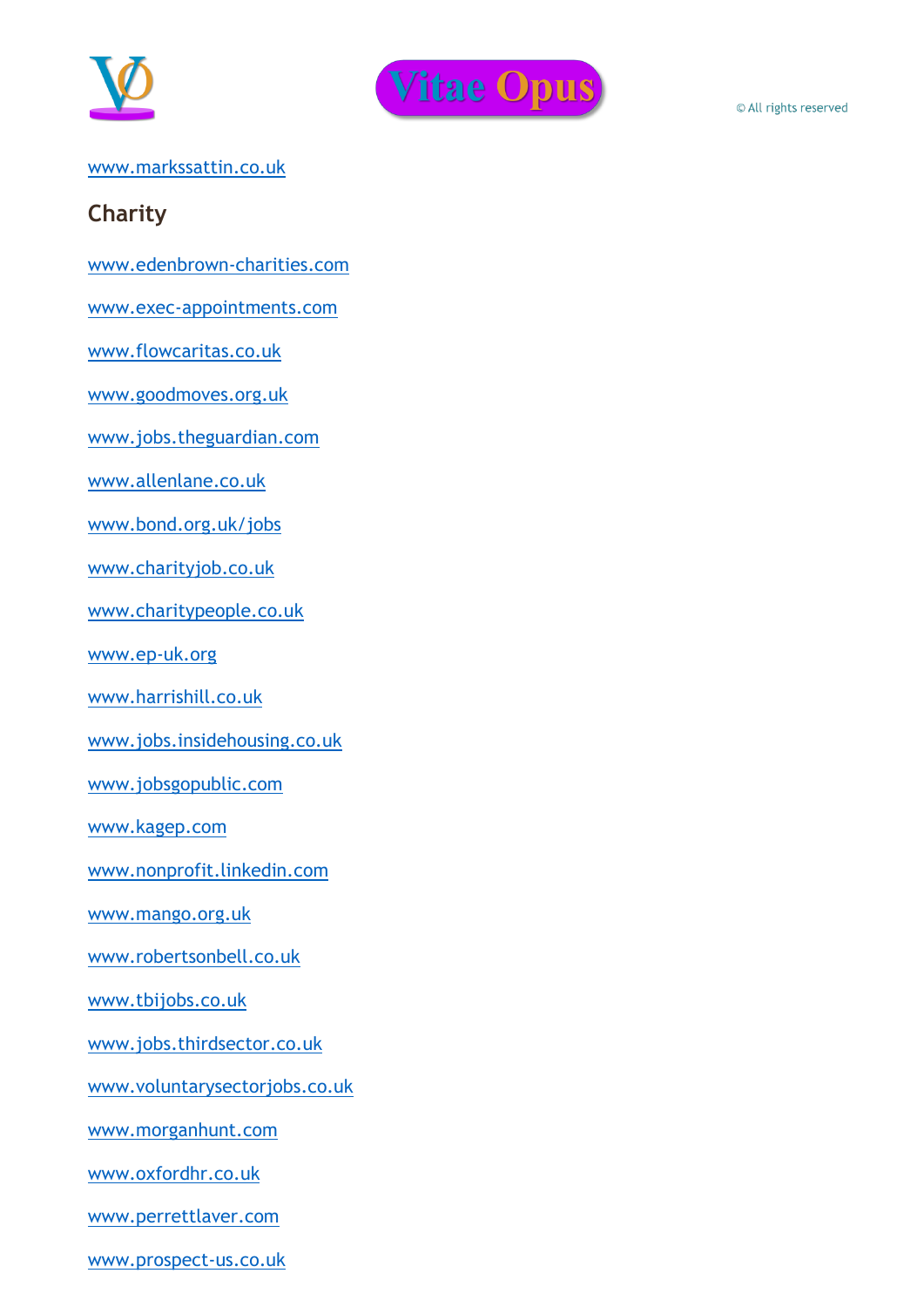www.markssattin.co.uk

## Charity

www.edenbrown-charities.com

www.exec-appointments.com

www.flowcaritas.co.uk

www.goodmoves.org.uk

www.jobs.theguardian.com

www.allenlane.co.uk

www.bond.org.uk/jobs

www.charityjob.co.uk

www.charitypeople.co.uk

www.ep-uk.org

www.harrishill.co.uk

www.jobs.insidehousing.co.uk

www.jobsgopublic.com

www.kagep.com

www.nonprofit.linkedin.com

www.mango.org.uk

www.robertsonbell.co.uk

www.tbijobs.co.uk

www.jobs.thirdsector.co.uk

www.voluntarysectorjobs.co.uk

www.morganhunt.com

www.oxfordhr.co.uk

www.perrettlaver.com

www.prospect-us.co.uk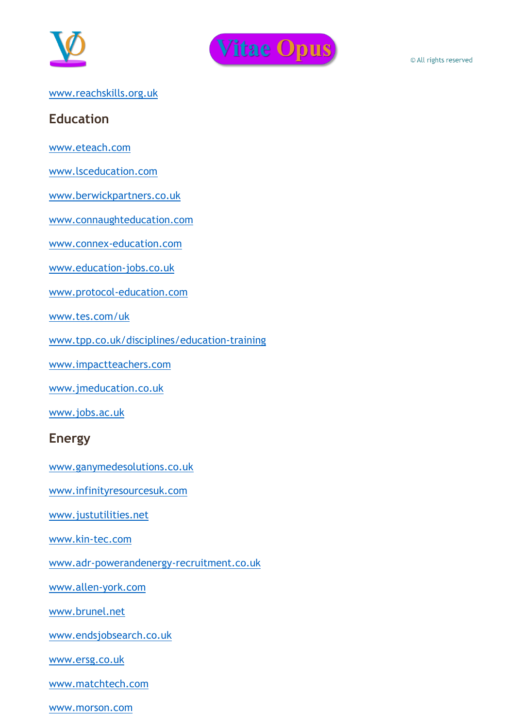www.reachskills.org.uk

## Education

www.eteach.com

www.lsceducation.com

www.berwickpartners.co.uk

www.connaughteducation.com

www.connex-education.com

www.education-jobs.co.uk

www.protocol-education.com

www.tes.com/uk

www.tpp.co.uk/disciplines/education-training

www.impactteachers.com

www.jmeducation.co.uk

www.jobs.ac.uk

## Energy

www.ganymedesolutions.co.uk

www.infinityresourcesuk.com

www.justutilities.net

www.kin-tec.com

www.adr-powerandenergy-recruitment.co.uk

www.allen-york.com

www.brunel.net

www.endsjobsearch.co.uk

www.ersg.co.uk

www.matchtech.com

www.morson.com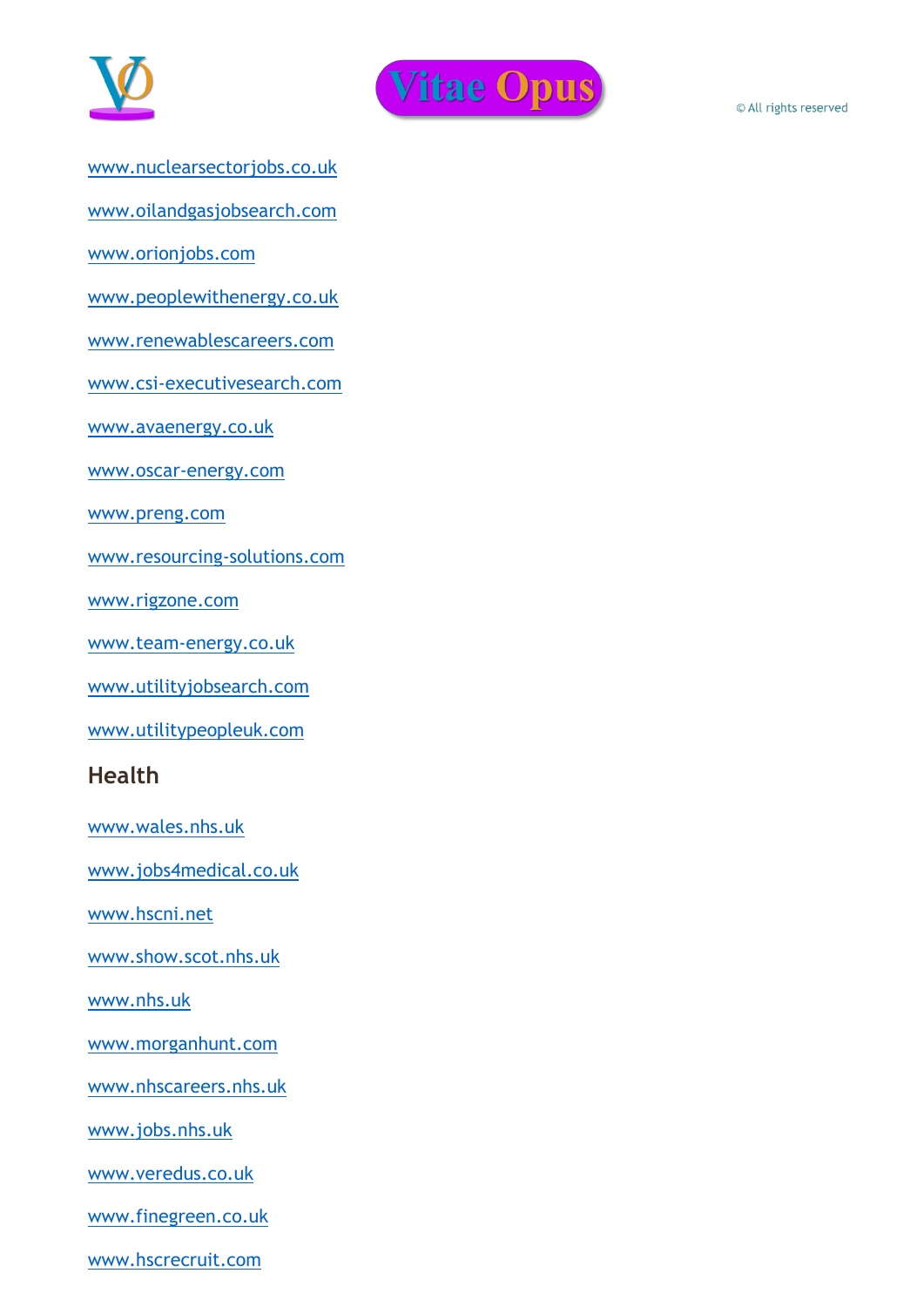www.nuclearsectorjobs.co.uk

www.oilandgasjobsearch.com

www.orionjobs.com

www.peoplewithenergy.co.uk

www.renewablescareers.com

www.csi-executivesearch.com

www.avaenergy.co.uk

www.oscar-energy.com

www.preng.com

www.resourcing-solutions.com

www.rigzone.com

www.team-energy.co.uk

www.utilityjobsearch.com

www.utilitypeopleuk.com

## Health

www.wales.nhs.uk

www.jobs4medical.co.uk

www.hscni.net

www.show.scot.nhs.uk

www.nhs.uk

www.morganhunt.com

www.nhscareers.nhs.uk

www.jobs.nhs.uk

www.veredus.co.uk

www.finegreen.co.uk

www.hscrecruit.com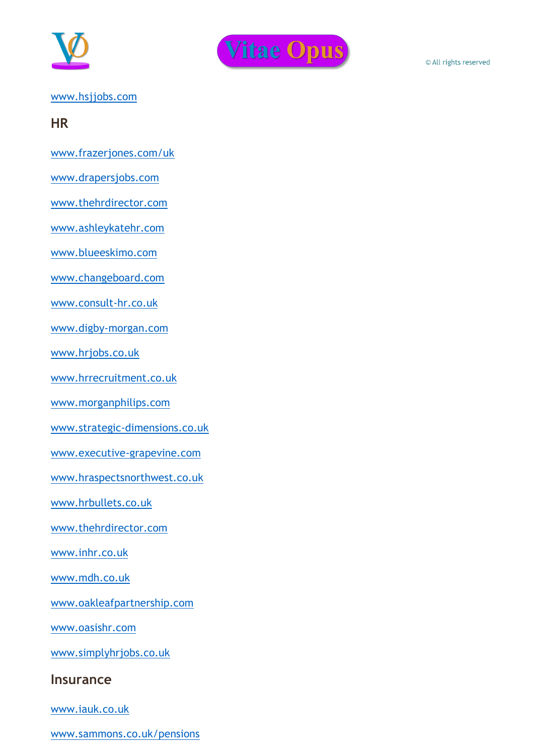www.hsjjobs.com

## HR

www.frazerjones.com/uk

www.drapersjobs.com

www.thehrdirector.com

www.ashleykatehr.com

www.blueeskimo.com

www.changeboard.com

www.consult-hr.co.uk

www.digby-morgan.com

www.hrjobs.co.uk

www.hrrecruitment.co.uk

www.morganphilips.com

www.strategic-dimensions.co.uk

www.executive-grapevine.com

www.hraspectsnorthwest.co.uk

www.hrbullets.co.uk

www.thehrdirector.com

www.inhr.co.uk

www.mdh.co.uk

www.oakleafpartnership.com

www.oasishr.com

www.simplyhrjobs.co.uk

## Insurance

www.iauk.co.uk

www.sammons.co.uk/pensions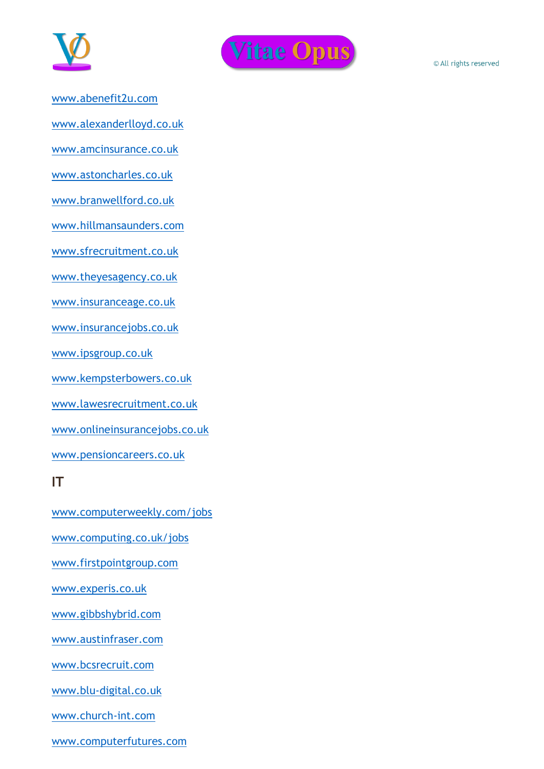www.abenefit2u.com

www.alexanderlloyd.co.uk

www.amcinsurance.co.uk

www.astoncharles.co.uk

www.branwellford.co.uk

www.hillmansaunders.com

www.sfrecruitment.co.uk

www.theyesagency.co.uk

www.insuranceage.co.uk

www.insurancejobs.co.uk

www.ipsgroup.co.uk

www.kempsterbowers.co.uk

www.lawesrecruitment.co.uk

www.onlineinsurancejobs.co.uk

www.pensioncareers.co.uk

## IT

www.computerweekly.com/jobs

www.computing.co.uk/jobs

www.firstpointgroup.com

www.experis.co.uk

www.gibbshybrid.com

www.austinfraser.com

www.bcsrecruit.com

www.blu-digital.co.uk

www.church-int.com

www.computerfutures.com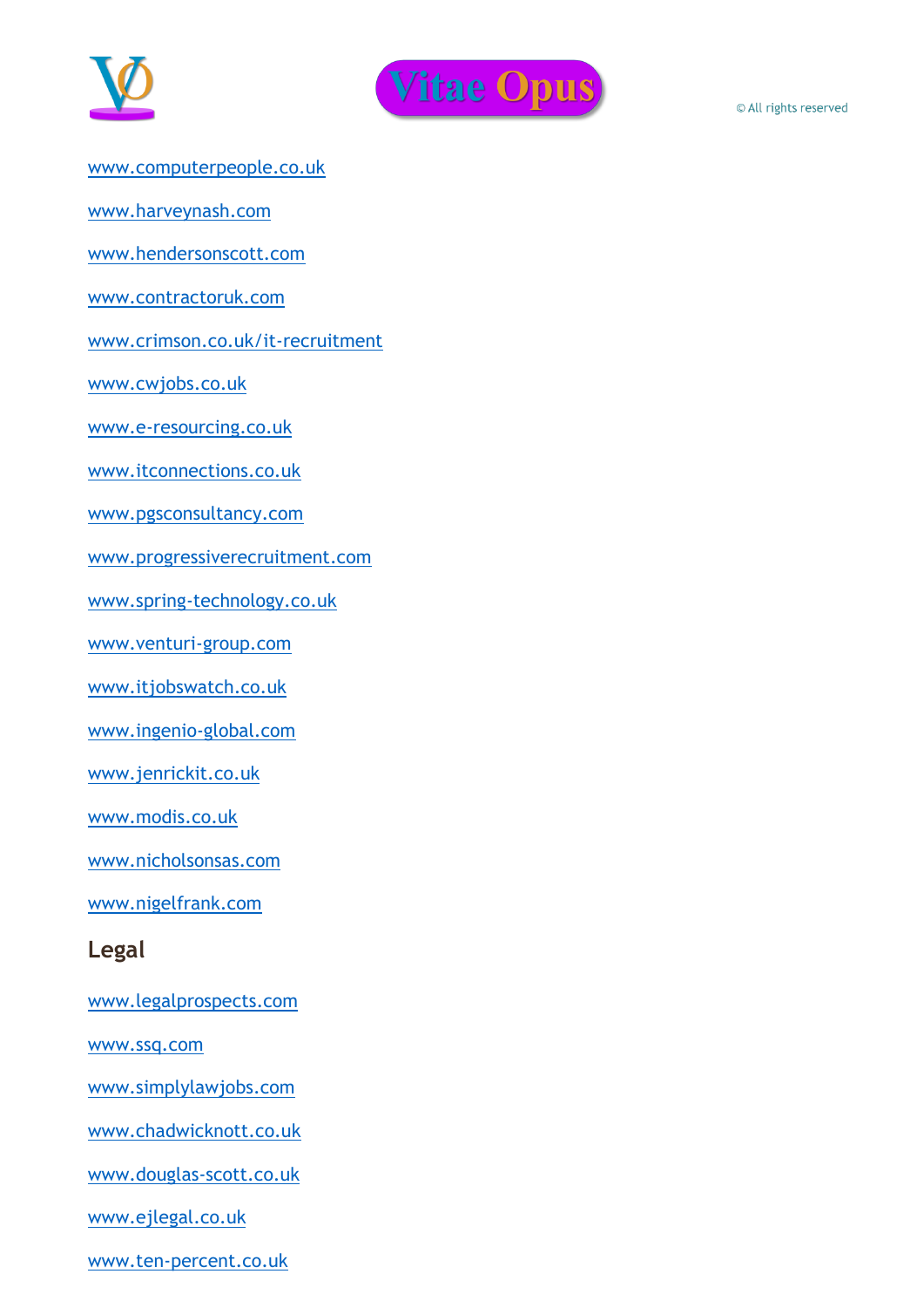www.computerpeople.co.uk

www.harveynash.com

www.hendersonscott.com

www.contractoruk.com

www.crimson.co.uk/it-recruitment

www.cwjobs.co.uk

www.e-resourcing.co.uk

www.itconnections.co.uk

www.pgsconsultancy.com

www.progressiverecruitment.com

www.spring-technology.co.uk

www.venturi-group.com

www.itjobswatch.co.uk

www.ingenio-global.com

www.jenrickit.co.uk

www.modis.co.uk

www.nicholsonsas.com

www.nigelfrank.com

## Legal

www.legalprospects.com

www.ssq.com

www.simplylawjobs.com

www.chadwicknott.co.uk

www.douglas-scott.co.uk

www.ejlegal.co.uk

www.ten-percent.co.uk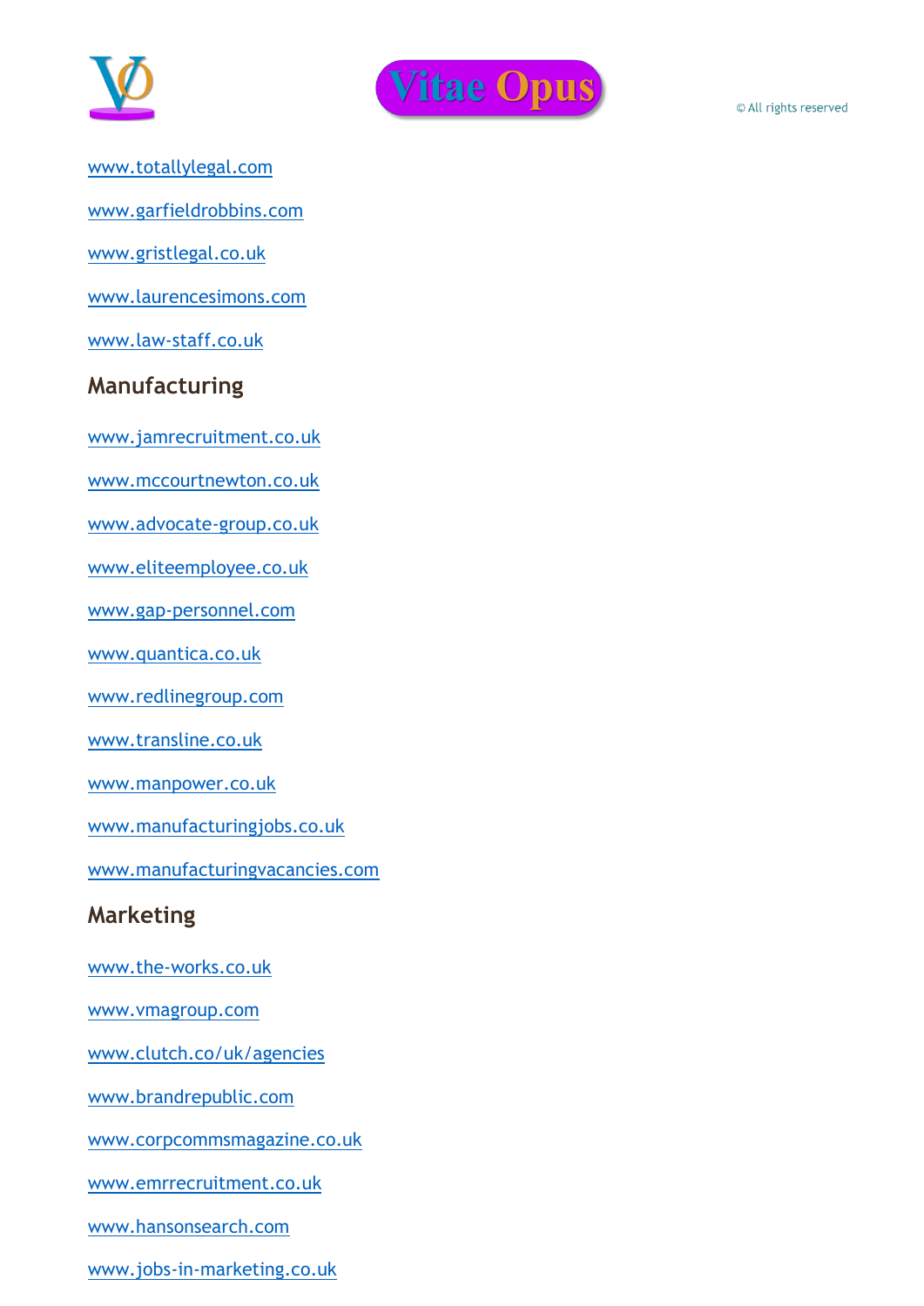www.totallylegal.com

www.garfieldrobbins.com

www.gristlegal.co.uk

www.laurencesimons.com

www.law-staff.co.uk

## Manufacturing

www.jamrecruitment.co.uk

www.mccourtnewton.co.uk

www.advocate-group.co.uk

www.eliteemployee.co.uk

www.gap-personnel.com

www.quantica.co.uk

www.redlinegroup.com

www.transline.co.uk

www.manpower.co.uk

www.manufacturingjobs.co.uk

www.manufacturingvacancies.com

## Marketing

www.the-works.co.uk

www.vmagroup.com

www.clutch.co/uk/agencies

www.brandrepublic.com

www.corpcommsmagazine.co.uk

www.emrrecruitment.co.uk

www.hansonsearch.com

www.jobs-in-marketing.co.uk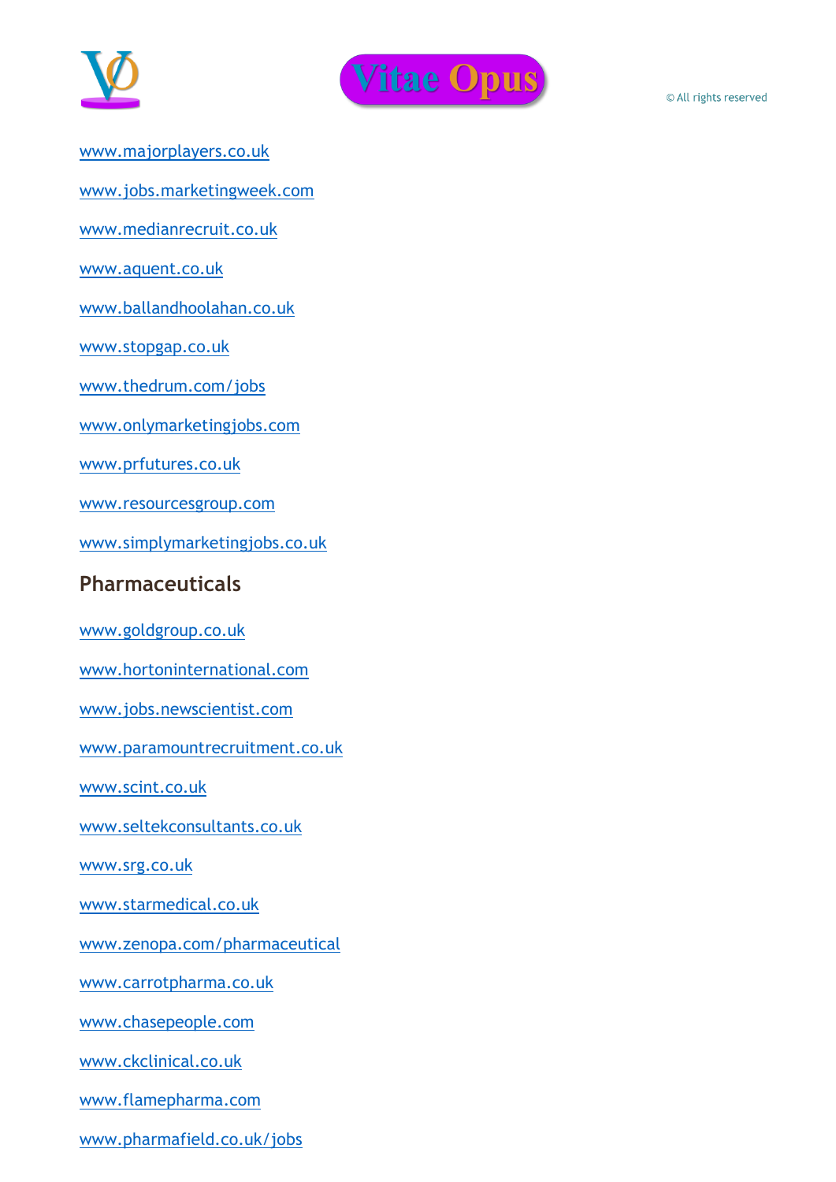www.majorplayers.co.uk

www.jobs.marketingweek.com

www.medianrecruit.co.uk

www.aquent.co.uk

www.ballandhoolahan.co.uk

www.stopgap.co.uk

www.thedrum.com/jobs

www.onlymarketingjobs.com

www.prfutures.co.uk

www.resourcesgroup.com

www.simplymarketingjobs.co.uk

## Pharmaceuticals

www.goldgroup.co.uk

www.hortoninternational.com

www.jobs.newscientist.com

www.paramountrecruitment.co.uk

www.scint.co.uk

www.seltekconsultants.co.uk

www.srg.co.uk

www.starmedical.co.uk

www.zenopa.com/pharmaceutical

www.carrotpharma.co.uk

www.chasepeople.com

www.ckclinical.co.uk

www.flamepharma.com

www.pharmafield.co.uk/jobs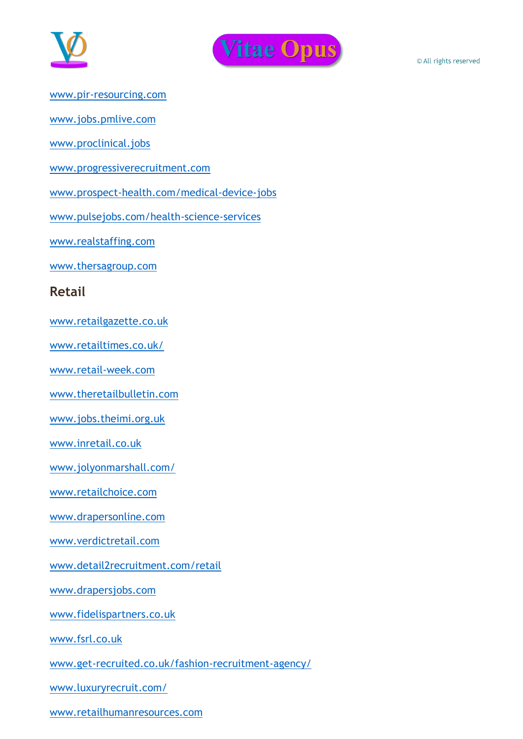www.pir-resourcing.com

www.jobs.pmlive.com

www.proclinical.jobs

www.progressiverecruitment.com

www.prospect-health.com/medical-device-jobs

www.pulsejobs.com/health-science-services

www.realstaffing.com

www.thersagroup.com

## Retail

www.retailgazette.co.uk

www.retailtimes.co.uk/

www.retail-week.com

www.theretailbulletin.com

www.jobs.theimi.org.uk

www.inretail.co.uk

www.jolyonmarshall.com/

www.retailchoice.com

www.drapersonline.com

www.verdictretail.com

www.detail2recruitment.com/retail

www.drapersjobs.com

www.fidelispartners.co.uk

www.fsrl.co.uk

www.get-recruited.co.uk/fashion-recruitment-agency/

www.luxuryrecruit.com/

www.retailhumanresources.com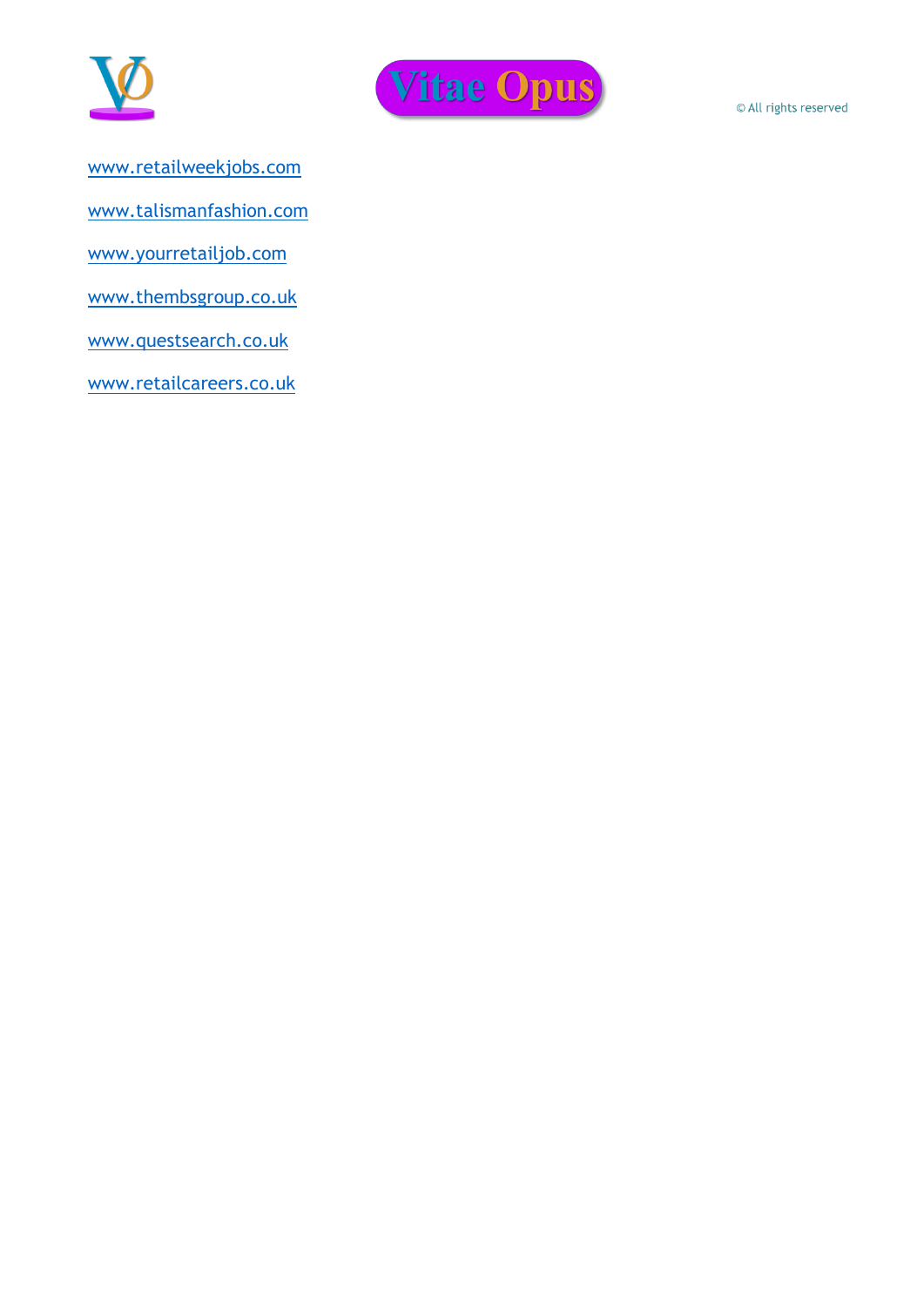www.retailweekjobs.com

www.talismanfashion.com

www.yourretailjob.com

www.thembsgroup.co.uk

www.questsearch.co.uk

www.retailcareers.co.uk